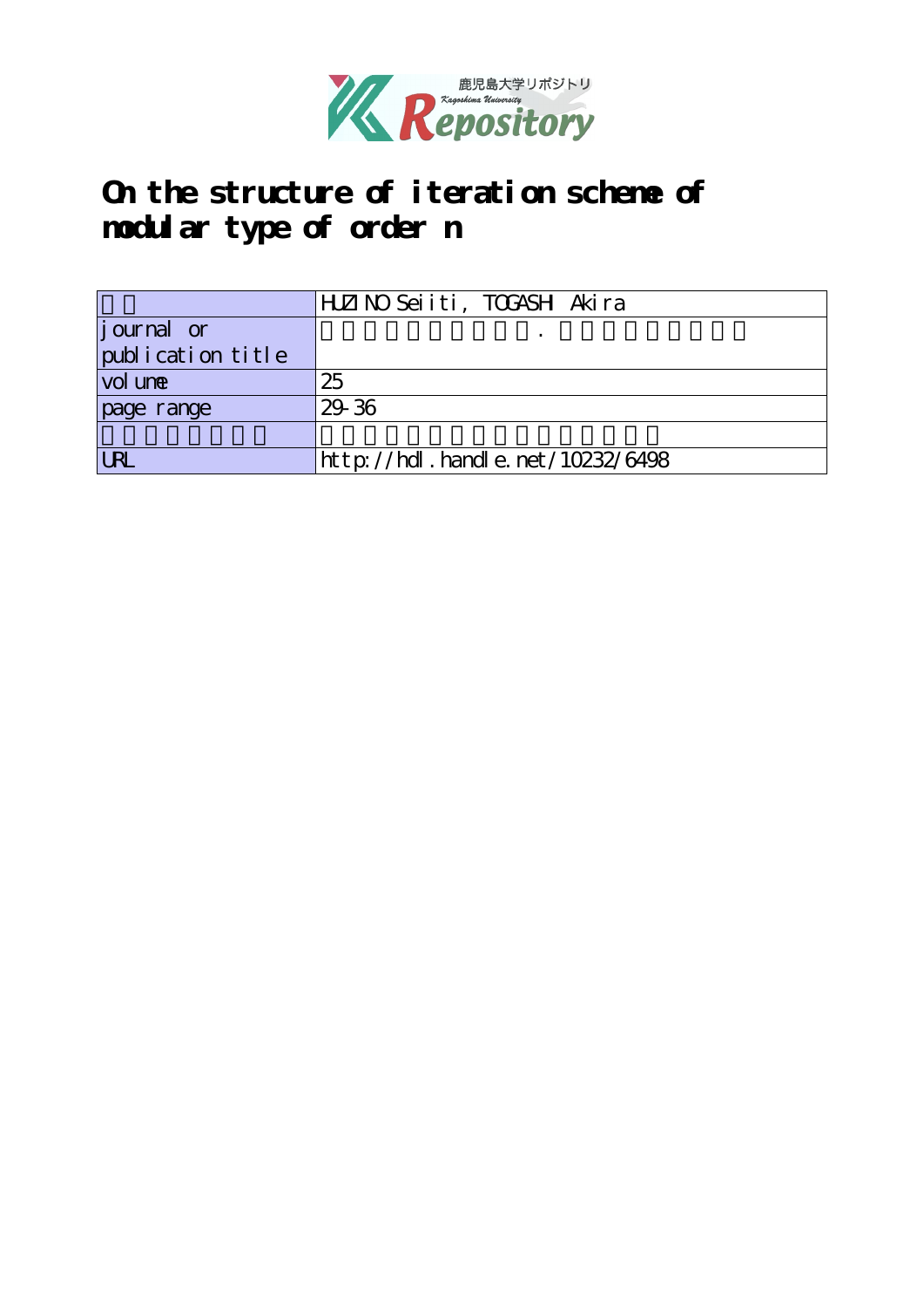# On the structure of iteration scheme of modular type of order n

| | |
|---|---|
| | HUZINO Seiiti, TOGASHI Akira |
| journal or publication title | . |
| volume | 25 |
| page range | 29-36 |
| | |
| URL | http://hdl.handle.net/10232/6498 |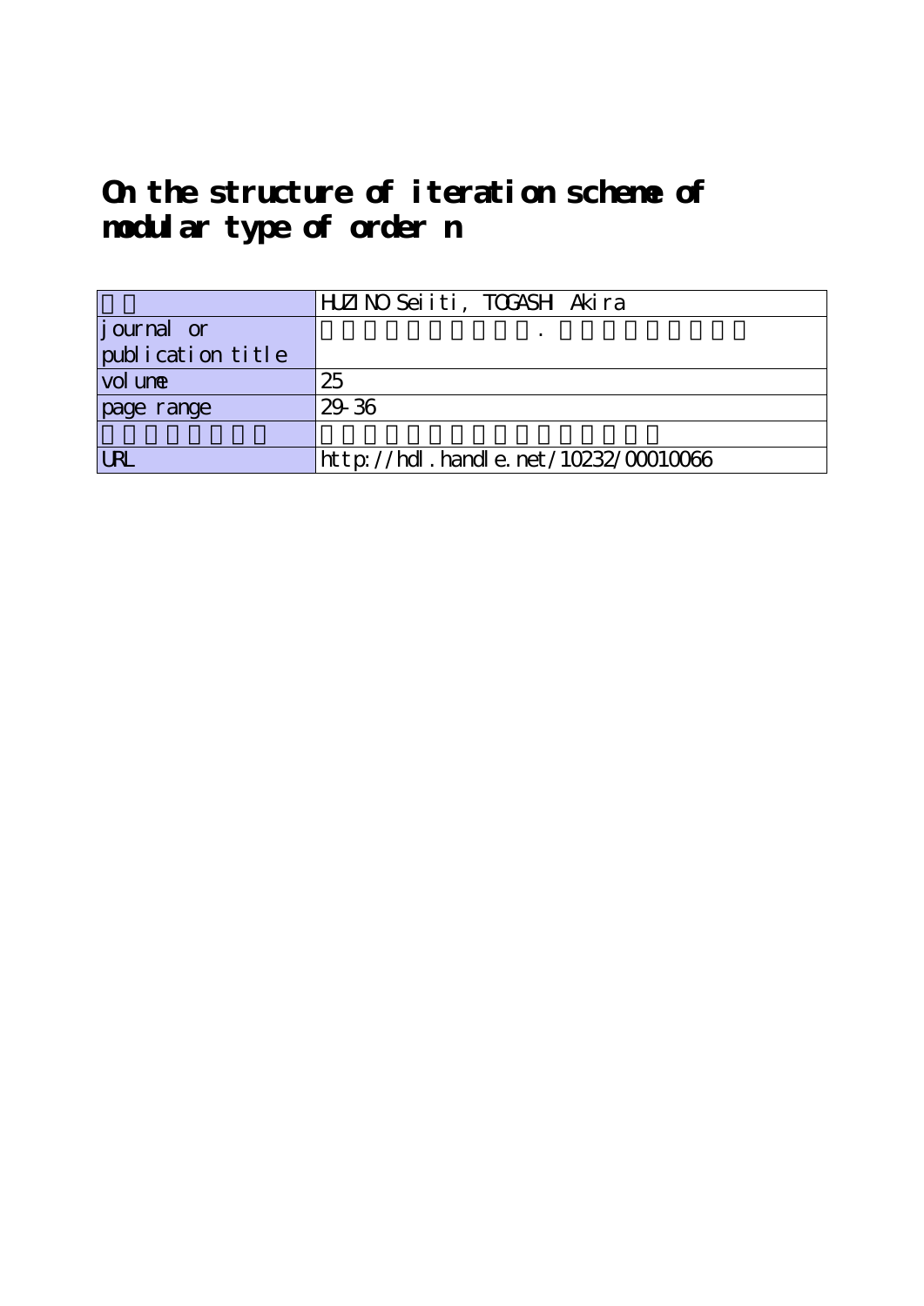# On the structure of iteration scheme of modular type of order n

| | |
|---|---|
| | HUZINO Seiiti, TOGASHI Akira |
| journal or publication title | . |
| volume | 25 |
| page range | 29-36 |
| | |
| URL | http://hdl.handle.net/10232/00010066 |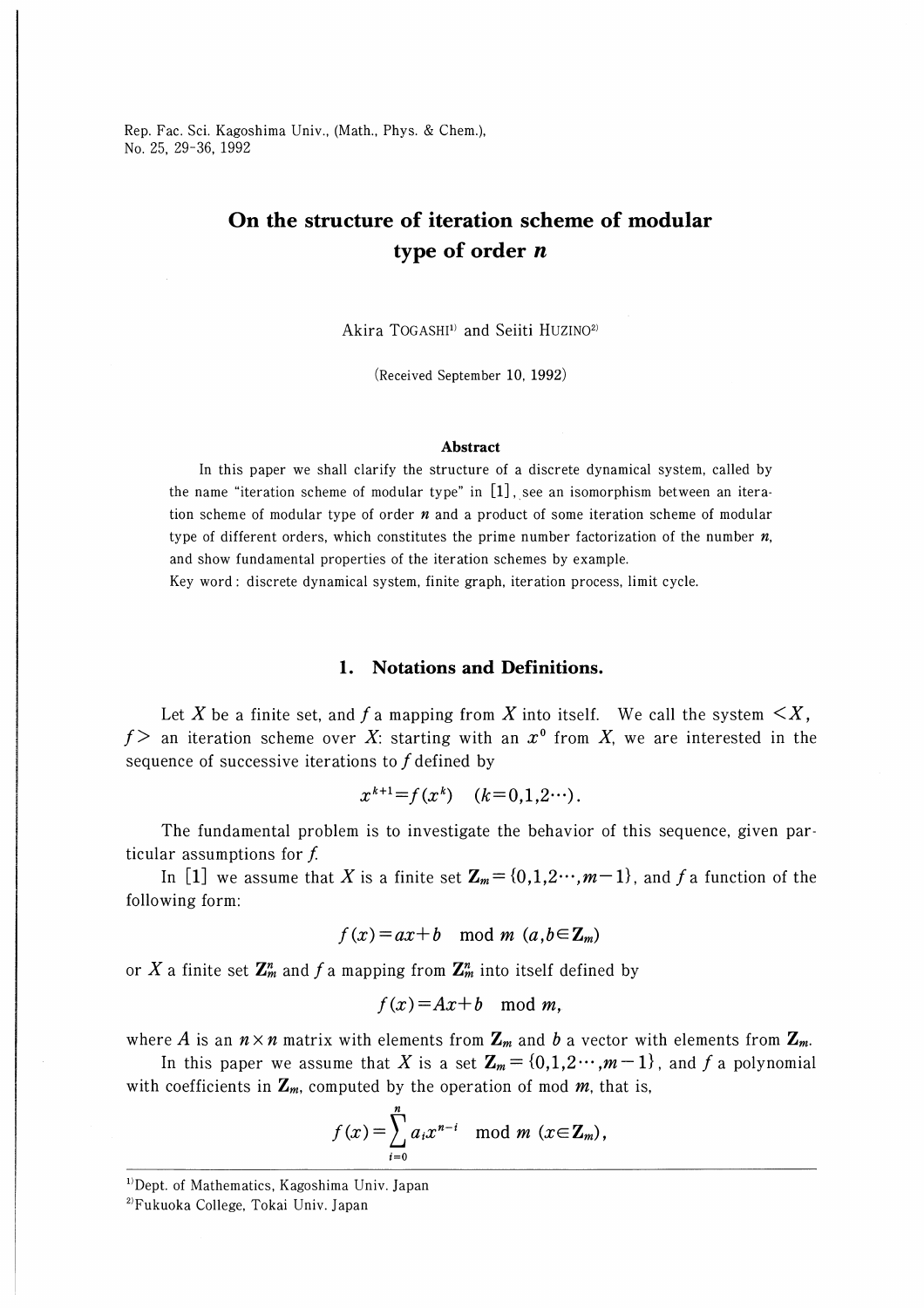# On the structure of iteration scheme of modular type of order $n$

Akira TOGASHI[1] and Seiiti HUZINO[2]

(Received September 10, 1992)

### Abstract

In this paper we shall clarify the structure of a discrete dynamical system, called by the name "iteration scheme of modular type" in [1], see an isomorphism between an iteration scheme of modular type of order $n$ and a product of some iteration scheme of modular type of different orders, which constitutes the prime number factorization of the number $n$, and show fundamental properties of the iteration schemes by example.

Key word: discrete dynamical system, finite graph, iteration process, limit cycle.

## 1. Notations and Definitions.

Let $X$ be a finite set, and $f$ a mapping from $X$ into itself. We call the system $<X, f>$ an iteration scheme over $X$: starting with an $x^0$ from $X$, we are interested in the sequence of successive iterations to $f$ defined by

$$x^{k+1}=f(x^k) \quad (k=0,1,2\cdots).$$

The fundamental problem is to investigate the behavior of this sequence, given particular assumptions for $f$.

In [1] we assume that $X$ is a finite set $\mathbf{Z}_m=\{0,1,2\cdots,m-1\}$, and $f$ a function of the following form:

$$f(x)=ax+b \mod m \ (a,b \in \mathbf{Z}_m)$$

or $X$ a finite set $\mathbf{Z}_m^n$ and $f$ a mapping from $\mathbf{Z}_m^n$ into itself defined by

$$f(x)=Ax+b \mod m,$$

where $A$ is an $n \times n$ matrix with elements from $\mathbf{Z}_m$ and $b$ a vector with elements from $\mathbf{Z}_m$.

In this paper we assume that $X$ is a set $\mathbf{Z}_m=\{0,1,2\cdots,m-1\}$, and $f$ a polynomial with coefficients in $\mathbf{Z}_m$, computed by the operation of mod $m$, that is,

$$f(x)=\sum_{i=0}^{n} a_i x^{n-i} \mod m \ (x \in \mathbf{Z}_m),$$

[1] Dept. of Mathematics, Kagoshima Univ. Japan

[2] Fukuoka College, Tokai Univ. Japan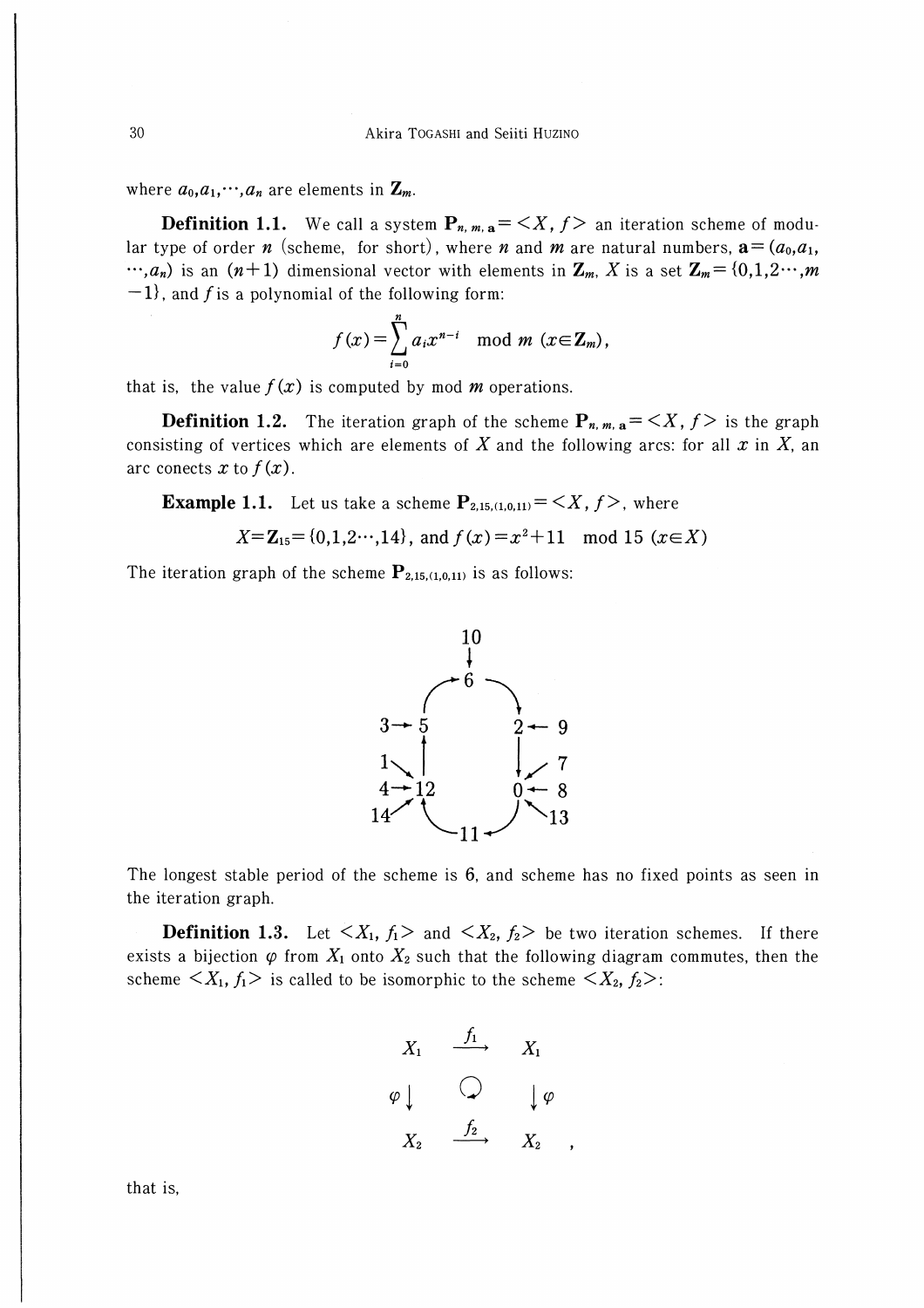where $a_0, a_1, \cdots, a_n$ are elements in $\mathbf{Z}_m$.

**Definition 1.1.** We call a system $\mathbf{P}_{n,m,\mathbf{a}} = \langle X, f \rangle$ an iteration scheme of modular type of order $n$ (scheme, for short), where $n$ and $m$ are natural numbers, $\mathbf{a} = (a_0, a_1, \cdots, a_n)$ is an $(n+1)$ dimensional vector with elements in $\mathbf{Z}_m$, $X$ is a set $\mathbf{Z}_m = \{0, 1, 2 \cdots, m-1\}$, and $f$ is a polynomial of the following form:

$$f(x) = \sum_{i=0}^{n} a_i x^{n-i} \mod m \ (x \in \mathbf{Z}_m),$$

that is, the value $f(x)$ is computed by mod $m$ operations.

**Definition 1.2.** The iteration graph of the scheme $\mathbf{P}_{n,m,\mathbf{a}} = \langle X, f \rangle$ is the graph consisting of vertices which are elements of $X$ and the following arcs: for all $x$ in $X$, an arc conects $x$ to $f(x)$.

**Example 1.1.** Let us take a scheme $\mathbf{P}_{2,15,(1,0,11)} = \langle X, f \rangle$, where

$$X = \mathbf{Z}_{15} = \{0, 1, 2 \cdots, 14\}, \text{ and } f(x) = x^2 + 11 \mod 15 \ (x \in X)$$

The iteration graph of the scheme $\mathbf{P}_{2,15,(1,0,11)}$ is as follows:

```
            10
             ↓
         ╭→  6  ─╮
         │       ↓
   3 →   5       2  ← 9
         ↑       │
   1 ↘   │       ↓ ↙ 7
   4 →  12       0  ← 8
  14 ↗   ╰─ 11 ←╯  ↖ 13
```

The longest stable period of the scheme is 6, and scheme has no fixed points as seen in the iteration graph.

**Definition 1.3.** Let $\langle X_1, f_1 \rangle$ and $\langle X_2, f_2 \rangle$ be two iteration schemes. If there exists a bijection $\varphi$ from $X_1$ onto $X_2$ such that the following diagram commutes, then the scheme $\langle X_1, f_1 \rangle$ is called to be isomorphic to the scheme $\langle X_2, f_2 \rangle$:

$$\begin{array}{ccc} X_1 & \xrightarrow{f_1} & X_1 \\ \varphi \downarrow & \circlearrowright & \downarrow \varphi \\ X_2 & \xrightarrow{f_2} & X_2 \end{array},$$

that is,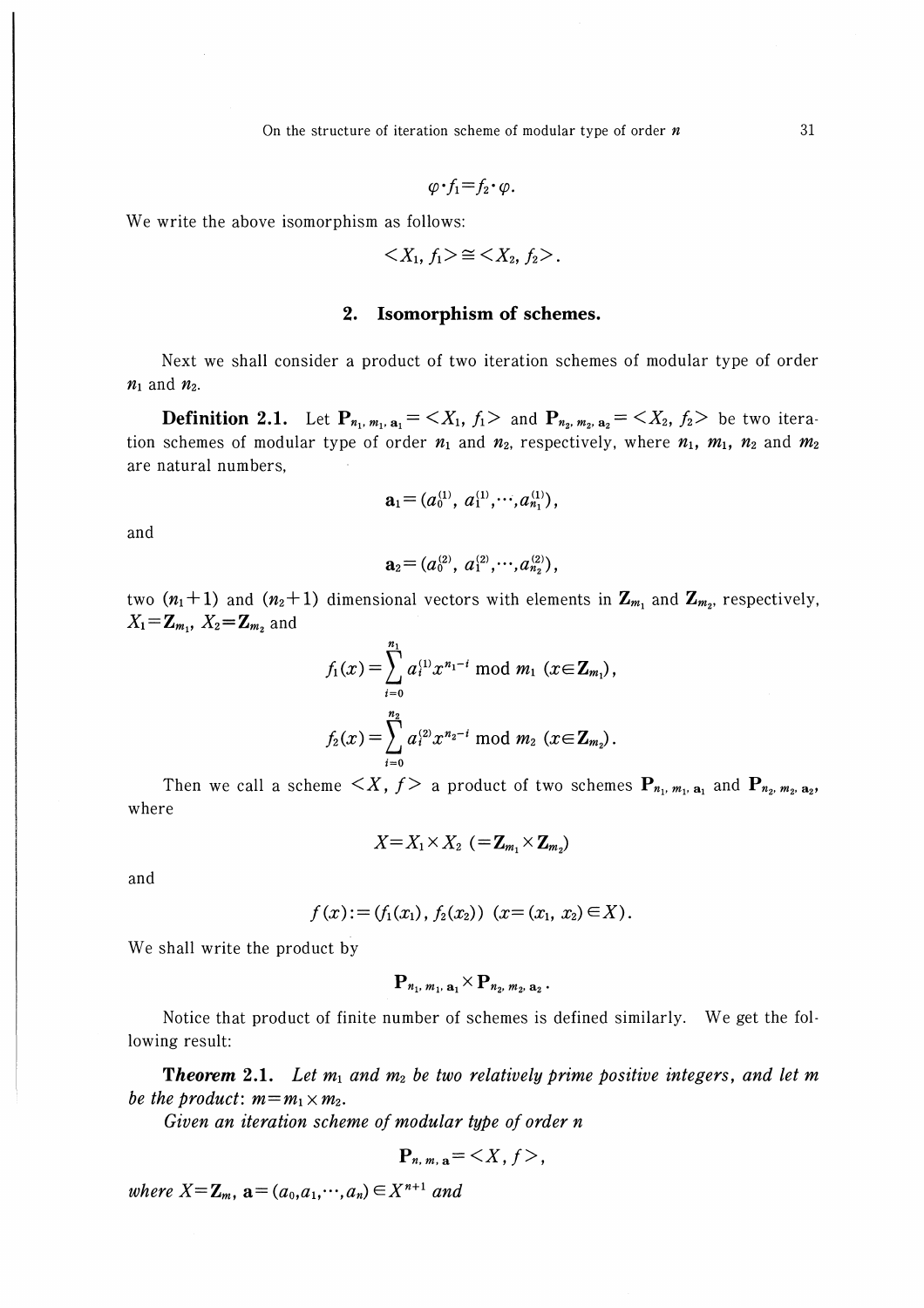$$\varphi \cdot f_1 = f_2 \cdot \varphi.$$

We write the above isomorphism as follows:

$$< X_1, f_1 > \cong < X_2, f_2 >.$$

## 2. Isomorphism of schemes.

Next we shall consider a product of two iteration schemes of modular type of order $n_1$ and $n_2$.

**Definition 2.1.** Let $\mathbf{P}_{n_1, m_1, \mathbf{a}_1} = < X_1, f_1 >$ and $\mathbf{P}_{n_2, m_2, \mathbf{a}_2} = < X_2, f_2 >$ be two iteration schemes of modular type of order $n_1$ and $n_2$, respectively, where $n_1$, $m_1$, $n_2$ and $m_2$ are natural numbers,

$$\mathbf{a}_1 = (a_0^{(1)}, a_1^{(1)}, \cdots, a_{n_1}^{(1)}),$$

and

$$\mathbf{a}_2 = (a_0^{(2)}, a_1^{(2)}, \cdots, a_{n_2}^{(2)}),$$

two $(n_1+1)$ and $(n_2+1)$ dimensional vectors with elements in $\mathbf{Z}_{m_1}$ and $\mathbf{Z}_{m_2}$, respectively, $X_1 = \mathbf{Z}_{m_1}$, $X_2 = \mathbf{Z}_{m_2}$ and

$$f_1(x) = \sum_{i=0}^{n_1} a_i^{(1)} x^{n_1 - i} \bmod m_1 \ (x \in \mathbf{Z}_{m_1}),$$

$$f_2(x) = \sum_{i=0}^{n_2} a_i^{(2)} x^{n_2 - i} \bmod m_2 \ (x \in \mathbf{Z}_{m_2}).$$

Then we call a scheme $< X, f >$ a product of two schemes $\mathbf{P}_{n_1, m_1, \mathbf{a}_1}$ and $\mathbf{P}_{n_2, m_2, \mathbf{a}_2}$, where

$$X = X_1 \times X_2 \ (= \mathbf{Z}_{m_1} \times \mathbf{Z}_{m_2})$$

and

$$f(x) := (f_1(x_1), f_2(x_2)) \ (x = (x_1, x_2) \in X).$$

We shall write the product by

$$\mathbf{P}_{n_1, m_1, \mathbf{a}_1} \times \mathbf{P}_{n_2, m_2, \mathbf{a}_2}.$$

Notice that product of finite number of schemes is defined similarly. We get the following result:

**Theorem 2.1.** *Let $m_1$ and $m_2$ be two relatively prime positive integers, and let $m$ be the product: $m = m_1 \times m_2$.*

*Given an iteration scheme of modular type of order $n$*

$$\mathbf{P}_{n, m, \mathbf{a}} = < X, f >,$$

*where $X = \mathbf{Z}_m$, $\mathbf{a} = (a_0, a_1, \cdots, a_n) \in X^{n+1}$ and*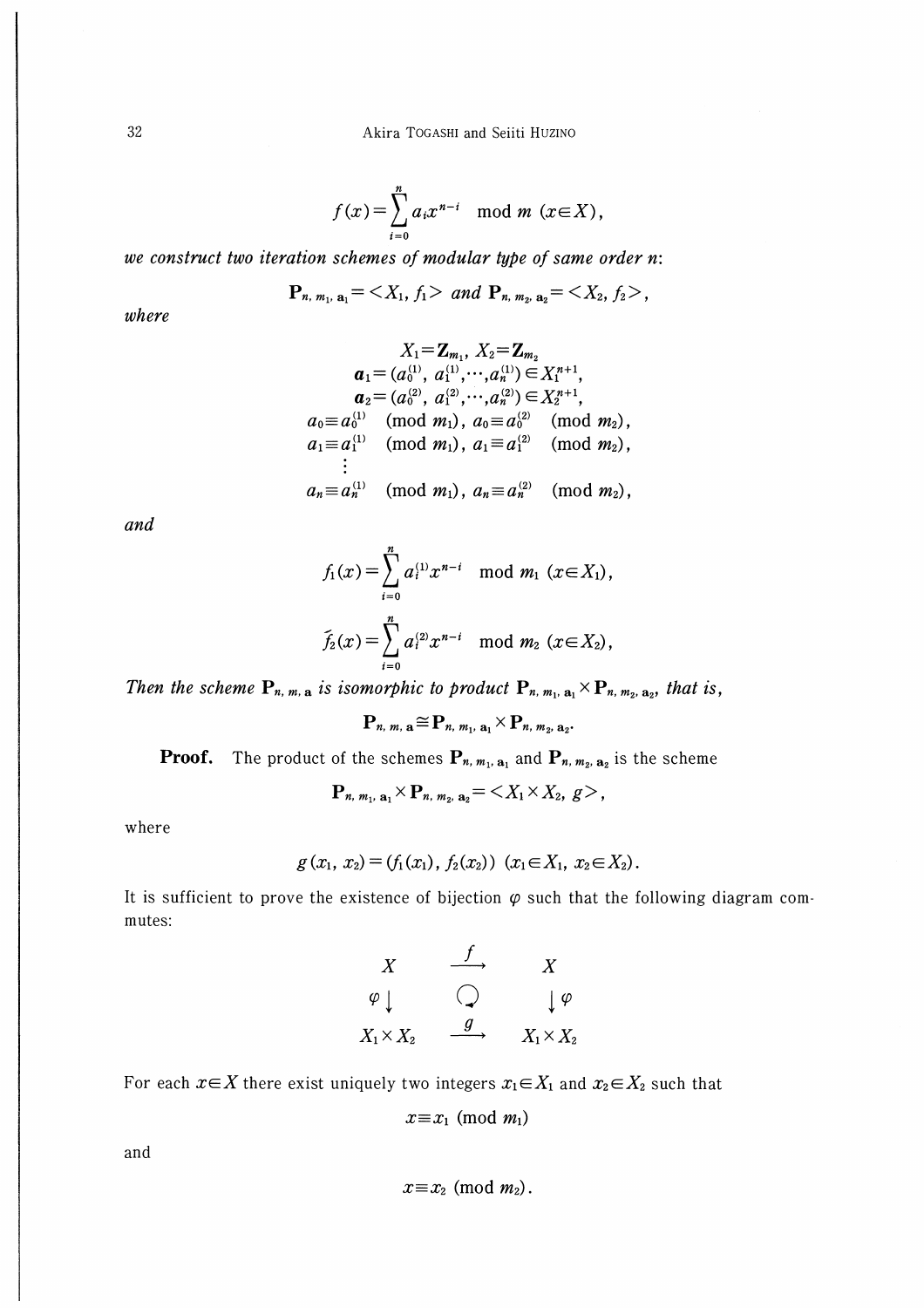$$f(x)=\sum_{i=0}^{n} a_i x^{n-i} \mod m \ (x \in X),$$

*we construct two iteration schemes of modular type of same order n*:

$$\mathbf{P}_{n,\, m_1,\, \mathbf{a}_1}=<X_1, f_1> \text{ and } \mathbf{P}_{n,\, m_2,\, \mathbf{a}_2}=<X_2, f_2>,$$

*where*

$$X_1=\mathbf{Z}_{m_1},\ X_2=\mathbf{Z}_{m_2}$$
$$\boldsymbol{a}_1=(a_0^{(1)},\ a_1^{(1)},\cdots,a_n^{(1)})\in X_1^{n+1},$$
$$\boldsymbol{a}_2=(a_0^{(2)},\ a_1^{(2)},\cdots,a_n^{(2)})\in X_2^{n+1},$$
$$a_0\equiv a_0^{(1)} \pmod{m_1},\ a_0\equiv a_0^{(2)} \pmod{m_2},$$
$$a_1\equiv a_1^{(1)} \pmod{m_1},\ a_1\equiv a_1^{(2)} \pmod{m_2},$$
$$\vdots$$
$$a_n\equiv a_n^{(1)} \pmod{m_1},\ a_n\equiv a_n^{(2)} \pmod{m_2},$$

*and*

$$f_1(x)=\sum_{i=0}^{n} a_i^{(1)} x^{n-i} \mod m_1 \ (x \in X_1),$$

$$f_2(x)=\sum_{i=0}^{n} a_i^{(2)} x^{n-i} \mod m_2 \ (x \in X_2),$$

*Then the scheme* $\mathbf{P}_{n,\, m,\, \mathbf{a}}$ *is isomorphic to product* $\mathbf{P}_{n,\, m_1,\, \mathbf{a}_1}\times \mathbf{P}_{n,\, m_2,\, \mathbf{a}_2}$, *that is,*

$$\mathbf{P}_{n,\, m,\, \mathbf{a}}\cong \mathbf{P}_{n,\, m_1,\, \mathbf{a}_1}\times \mathbf{P}_{n,\, m_2,\, \mathbf{a}_2}.$$

**Proof.** The product of the schemes $\mathbf{P}_{n,\, m_1,\, \mathbf{a}_1}$ and $\mathbf{P}_{n,\, m_2,\, \mathbf{a}_2}$ is the scheme

$$\mathbf{P}_{n,\, m_1,\, \mathbf{a}_1}\times \mathbf{P}_{n,\, m_2,\, \mathbf{a}_2}=<X_1\times X_2,\ g>,$$

where

$$g(x_1,\ x_2)=(f_1(x_1),\ f_2(x_2))\ (x_1\in X_1,\ x_2\in X_2).$$

It is sufficient to prove the existence of bijection $\varphi$ such that the following diagram commutes:

$$\begin{array}{ccc} X & \xrightarrow{f} & X \\ \varphi \downarrow & \circlearrowleft & \downarrow \varphi \\ X_1\times X_2 & \xrightarrow{g} & X_1\times X_2 \end{array}$$

For each $x\in X$ there exist uniquely two integers $x_1\in X_1$ and $x_2\in X_2$ such that

$$x\equiv x_1 \pmod{m_1}$$

and

$$x\equiv x_2 \pmod{m_2}.$$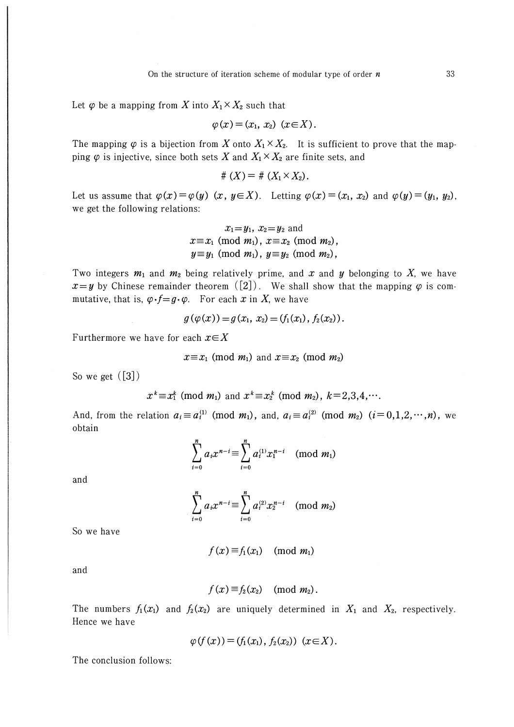Let $\varphi$ be a mapping from $X$ into $X_1 \times X_2$ such that

$$\varphi(x) = (x_1, x_2) \ (x \in X).$$

The mapping $\varphi$ is a bijection from $X$ onto $X_1 \times X_2$. It is sufficient to prove that the mapping $\varphi$ is injective, since both sets $X$ and $X_1 \times X_2$ are finite sets, and

$$\#(X) = \#(X_1 \times X_2).$$

Let us assume that $\varphi(x) = \varphi(y)$ $(x, y \in X)$. Letting $\varphi(x) = (x_1, x_2)$ and $\varphi(y) = (y_1, y_2)$, we get the following relations:

$$x_1 = y_1, \ x_2 = y_2 \text{ and}$$
$$x \equiv x_1 \pmod{m_1}, \ x \equiv x_2 \pmod{m_2},$$
$$y \equiv y_1 \pmod{m_1}, \ y \equiv y_2 \pmod{m_2},$$

Two integers $m_1$ and $m_2$ being relatively prime, and $x$ and $y$ belonging to $X$, we have $x = y$ by Chinese remainder theorem ([2]). We shall show that the mapping $\varphi$ is commutative, that is, $\varphi \cdot f = g \cdot \varphi$. For each $x$ in $X$, we have

$$g(\varphi(x)) = g(x_1, x_2) = (f_1(x_1), f_2(x_2)).$$

Furthermore we have for each $x \in X$

$$x \equiv x_1 \pmod{m_1} \text{ and } x \equiv x_2 \pmod{m_2}$$

So we get ([3])

$$x^k \equiv x_1^k \pmod{m_1} \text{ and } x^k \equiv x_2^k \pmod{m_2}, \ k = 2, 3, 4, \cdots.$$

And, from the relation $a_i \equiv a_i^{(1)} \pmod{m_1}$, and, $a_i \equiv a_i^{(2)} \pmod{m_2}$ $(i = 0, 1, 2, \cdots, n)$, we obtain

$$\sum_{i=0}^{n} a_i x^{n-i} \equiv \sum_{i=0}^{n} a_i^{(1)} x_1^{n-i} \pmod{m_1}$$

and

$$\sum_{i=0}^{n} a_i x^{n-i} \equiv \sum_{i=0}^{n} a_i^{(2)} x_2^{n-i} \pmod{m_2}$$

So we have

$$f(x) \equiv f_1(x_1) \pmod{m_1}$$

and

$$f(x) \equiv f_2(x_2) \pmod{m_2}.$$

The numbers $f_1(x_1)$ and $f_2(x_2)$ are uniquely determined in $X_1$ and $X_2$, respectively. Hence we have

$$\varphi(f(x)) = (f_1(x_1), f_2(x_2)) \ (x \in X).$$

The conclusion follows: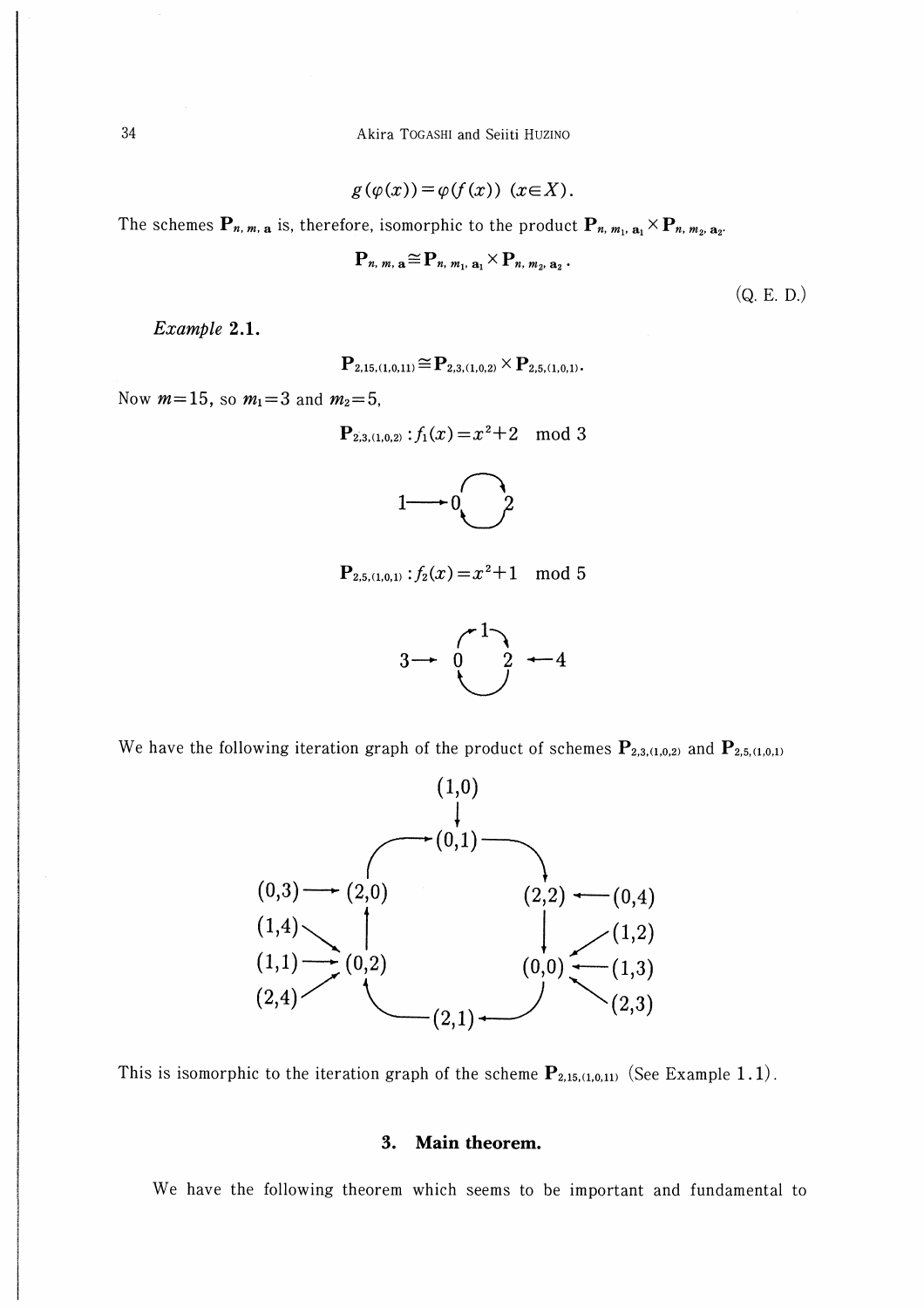$$g(\varphi(x)) = \varphi(f(x)) \ (x \in X).$$

The schemes $\mathbf{P}_{n,m,\mathbf{a}}$ is, therefore, isomorphic to the product $\mathbf{P}_{n,m_1,\mathbf{a}_1} \times \mathbf{P}_{n,m_2,\mathbf{a}_2}$.

$$\mathbf{P}_{n,m,\mathbf{a}} \cong \mathbf{P}_{n,m_1,\mathbf{a}_1} \times \mathbf{P}_{n,m_2,\mathbf{a}_2}.$$

(Q. E. D.)

*Example* **2.1.**

$$\mathbf{P}_{2,15,(1,0,11)} \cong \mathbf{P}_{2,3,(1,0,2)} \times \mathbf{P}_{2,5,(1,0,1)}.$$

Now $m=15$, so $m_1=3$ and $m_2=5$,

$$\mathbf{P}_{2,3,(1,0,2)} : f_1(x) = x^2+2 \mod 3$$

```
1 ──→ 0 ⇄ 2
```

$$\mathbf{P}_{2,5,(1,0,1)} : f_2(x) = x^2+1 \mod 5$$

```
        ↗ 1 ↘
3 ──→ 0       2 ←── 4
        ↖_____↙
```

We have the following iteration graph of the product of schemes $\mathbf{P}_{2,3,(1,0,2)}$ and $\mathbf{P}_{2,5,(1,0,1)}$

```
                    (1,0)
                      ↓
            ┌──→ (0,1) ───┐
            │             ↓
(0,3) ──→ (2,0)         (2,2) ←── (0,4)
(1,4) ↘     ↑             ↓     ↙ (1,2)
(1,1) ──→ (0,2)         (0,0) ←── (1,3)
(2,4) ↗     ↑             │     ↖ (2,3)
            └─── (2,1) ←──┘
```

This is isomorphic to the iteration graph of the scheme $\mathbf{P}_{2,15,(1,0,11)}$ (See Example 1.1).

## 3. Main theorem.

We have the following theorem which seems to be important and fundamental to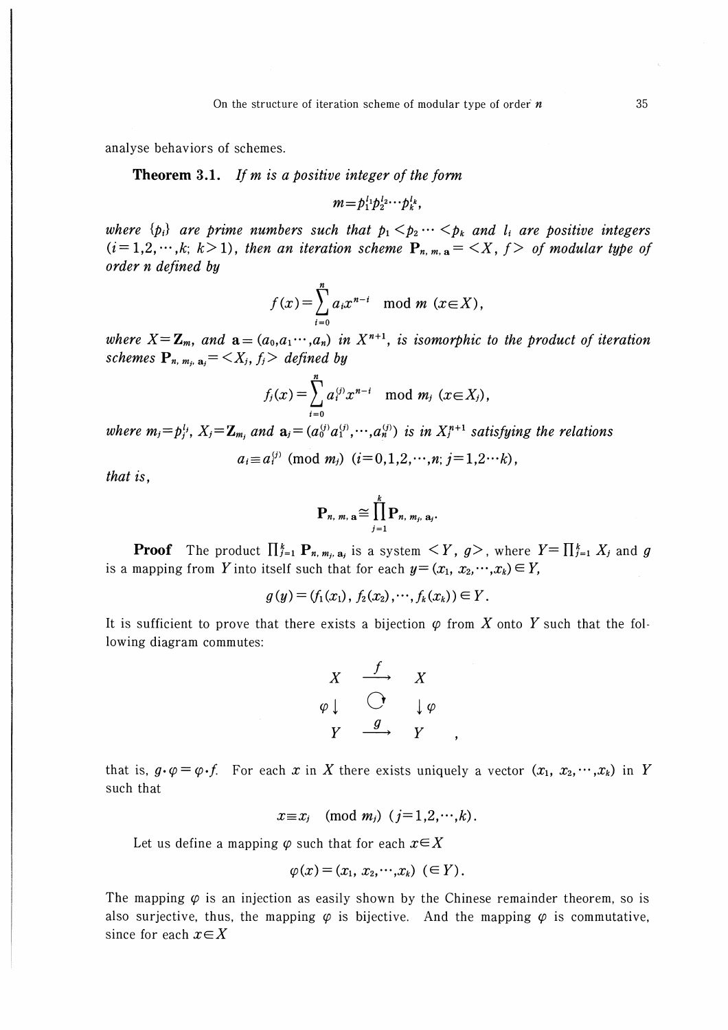analyse behaviors of schemes.

**Theorem 3.1.** *If $m$ is a positive integer of the form*

$$m = p_1^{l_1} p_2^{l_2} \cdots p_k^{l_k},$$

*where $\{p_i\}$ are prime numbers such that $p_1 < p_2 \cdots < p_k$ and $l_i$ are positive integers $(i=1,2,\cdots,k;\ k>1)$, then an iteration scheme $\mathbf{P}_{n,m,\mathbf{a}} = <X, f>$ of modular type of order $n$ defined by*

$$f(x) = \sum_{i=0}^{n} a_i x^{n-i} \mod m \ (x \in X),$$

*where $X = \mathbf{Z}_m$, and $\mathbf{a} = (a_0, a_1 \cdots, a_n)$ in $X^{n+1}$, is isomorphic to the product of iteration schemes $\mathbf{P}_{n,m_j,\mathbf{a}_j} = <X_j, f_j>$ defined by*

$$f_j(x) = \sum_{i=0}^{n} a_i^{(j)} x^{n-i} \mod m_j \ (x \in X_j),$$

*where $m_j = p_j^{l_j}$, $X_j = \mathbf{Z}_{m_j}$ and $\mathbf{a}_j = (a_0^{(j)} a_1^{(j)}, \cdots, a_n^{(j)})$ is in $X_j^{n+1}$ satisfying the relations*

$$a_i \equiv a_i^{(j)} \pmod{m_j} \ (i=0,1,2,\cdots,n;\ j=1,2\cdots k),$$

*that is,*

$$\mathbf{P}_{n,m,\mathbf{a}} \cong \prod_{j=1}^{k} \mathbf{P}_{n,m_j,\mathbf{a}_j}.$$

**Proof** The product $\prod_{j=1}^{k} \mathbf{P}_{n,m_j,\mathbf{a}_j}$ is a system $<Y, g>$, where $Y = \prod_{j=1}^{k} X_j$ and $g$ is a mapping from $Y$ into itself such that for each $y = (x_1, x_2, \cdots, x_k) \in Y$,

$$g(y) = (f_1(x_1), f_2(x_2), \cdots, f_k(x_k)) \in Y.$$

It is sufficient to prove that there exists a bijection $\varphi$ from $X$ onto $Y$ such that the following diagram commutes:

$$\begin{array}{ccc} X & \xrightarrow{f} & X \\ \varphi \downarrow & \circlearrowright & \downarrow \varphi \\ Y & \xrightarrow{g} & Y \end{array},$$

that is, $g \cdot \varphi = \varphi \cdot f$. For each $x$ in $X$ there exists uniquely a vector $(x_1, x_2, \cdots, x_k)$ in $Y$ such that

$$x \equiv x_j \pmod{m_j} \ (j=1,2,\cdots,k).$$

Let us define a mapping $\varphi$ such that for each $x \in X$

$$\varphi(x) = (x_1, x_2, \cdots, x_k) \ (\in Y).$$

The mapping $\varphi$ is an injection as easily shown by the Chinese remainder theorem, so is also surjective, thus, the mapping $\varphi$ is bijective. And the mapping $\varphi$ is commutative, since for each $x \in X$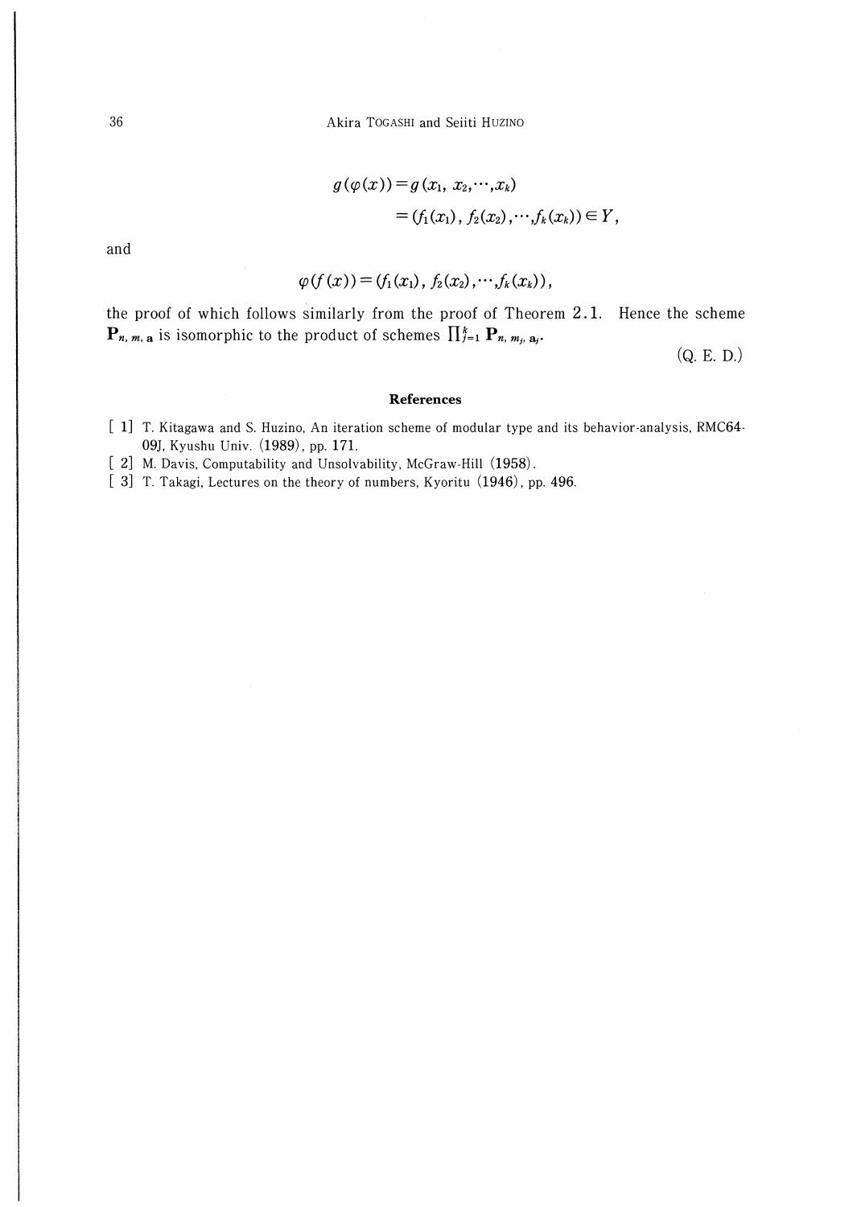$$g(\varphi(x)) = g(x_1, x_2, \cdots, x_k)$$
$$= (f_1(x_1), f_2(x_2), \cdots, f_k(x_k)) \in Y,$$

and

$$\varphi(f(x)) = (f_1(x_1), f_2(x_2), \cdots, f_k(x_k)),$$

the proof of which follows similarly from the proof of Theorem 2.1. Hence the scheme $\mathbf{P}_{n, m, \mathbf{a}}$ is isomorphic to the product of schemes $\prod_{j=1}^{k} \mathbf{P}_{n, m_j, \mathbf{a}_j}$.

(Q. E. D.)

## References

[1] T. Kitagawa and S. Huzino, An iteration scheme of modular type and its behavior-analysis, RMC64-09J, Kyushu Univ. (1989), pp. 171.

[2] M. Davis, Computability and Unsolvability, McGraw-Hill (1958).

[3] T. Takagi, Lectures on the theory of numbers, Kyoritu (1946), pp. 496.